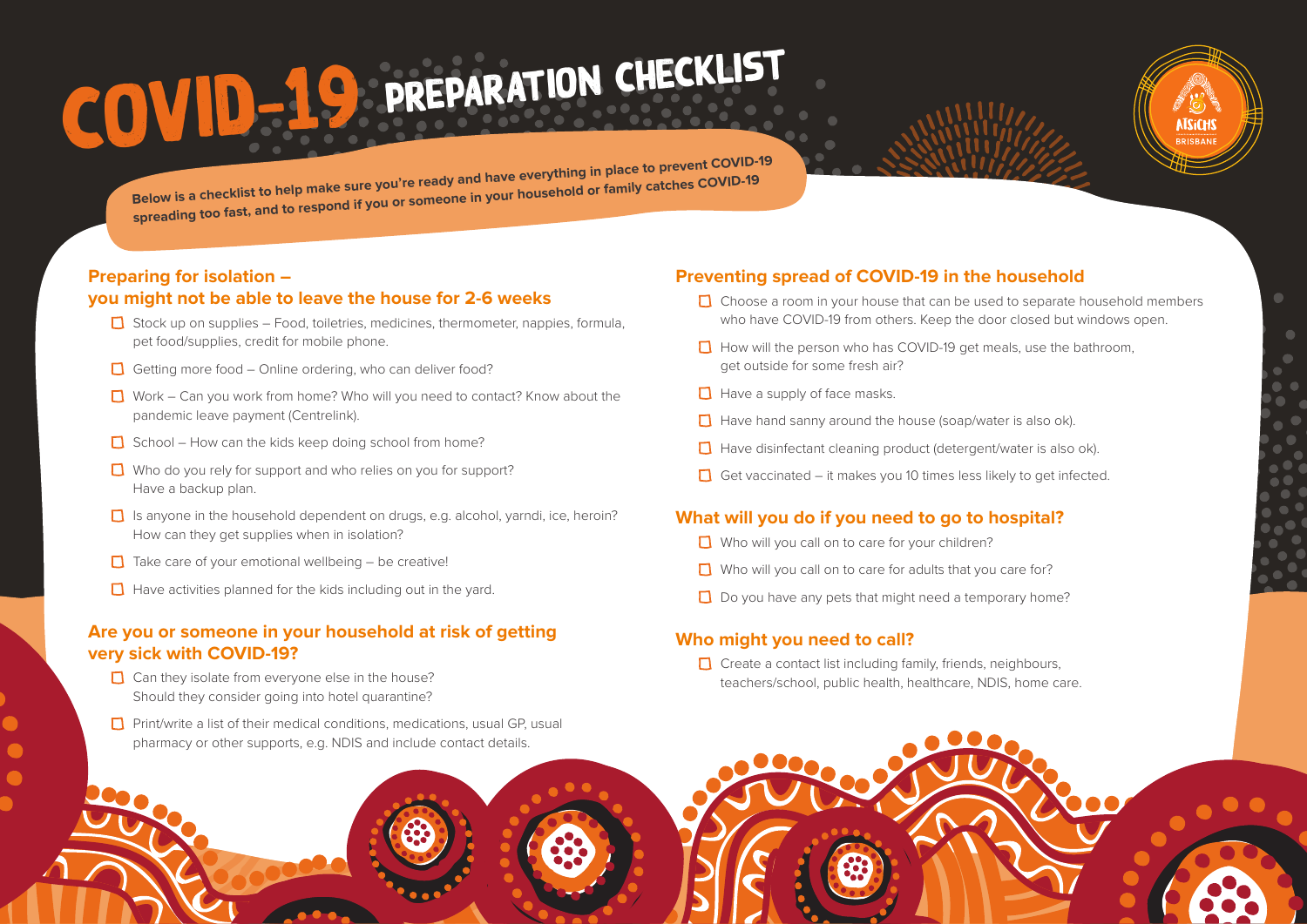# COVID-19 PREPARATION CHECKLIST

**Below is a checklist to help make sure you're ready and have everything in place to prevent COVID-19 spreading too fast, and to respond if you or someone in your household or family catches COVID-19**

## Preparing for isolation – you might not be able to leave the house for 2-6 weeks

- ☐ Stock up on supplies – Food, toiletries, medicines, thermometer, nappies, formula, pet food/supplies, credit for mobile phone.
- ☐ Getting more food – Online ordering, who can deliver food?
- ☐ Work – Can you work from home? Who will you need to contact? Know about the pandemic leave payment (Centrelink).
- ☐ School – How can the kids keep doing school from home?
- ☐ Who do you rely for support and who relies on you for support? Have a backup plan.
- ☐ Is anyone in the household dependent on drugs, e.g. alcohol, yarndi, ice, heroin? How can they get supplies when in isolation?
- ☐ Take care of your emotional wellbeing – be creative!
- ☐ Have activities planned for the kids including out in the yard.

## Are you or someone in your household at risk of getting very sick with COVID-19?

- ☐ Can they isolate from everyone else in the house? Should they consider going into hotel quarantine?
- ☐ Print/write a list of their medical conditions, medications, usual GP, usual pharmacy or other supports, e.g. NDIS and include contact details.

## Preventing spread of COVID-19 in the household

- ☐ Choose a room in your house that can be used to separate household members who have COVID-19 from others. Keep the door closed but windows open.
- ☐ How will the person who has COVID-19 get meals, use the bathroom, get outside for some fresh air?
- ☐ Have a supply of face masks.
- ☐ Have hand sanny around the house (soap/water is also ok).
- ☐ Have disinfectant cleaning product (detergent/water is also ok).
- ☐ Get vaccinated – it makes you 10 times less likely to get infected.

## What will you do if you need to go to hospital?

- ☐ Who will you call on to care for your children?
- ☐ Who will you call on to care for adults that you care for?
- ☐ Do you have any pets that might need a temporary home?

## Who might you need to call?

- ☐ Create a contact list including family, friends, neighbours, teachers/school, public health, healthcare, NDIS, home care.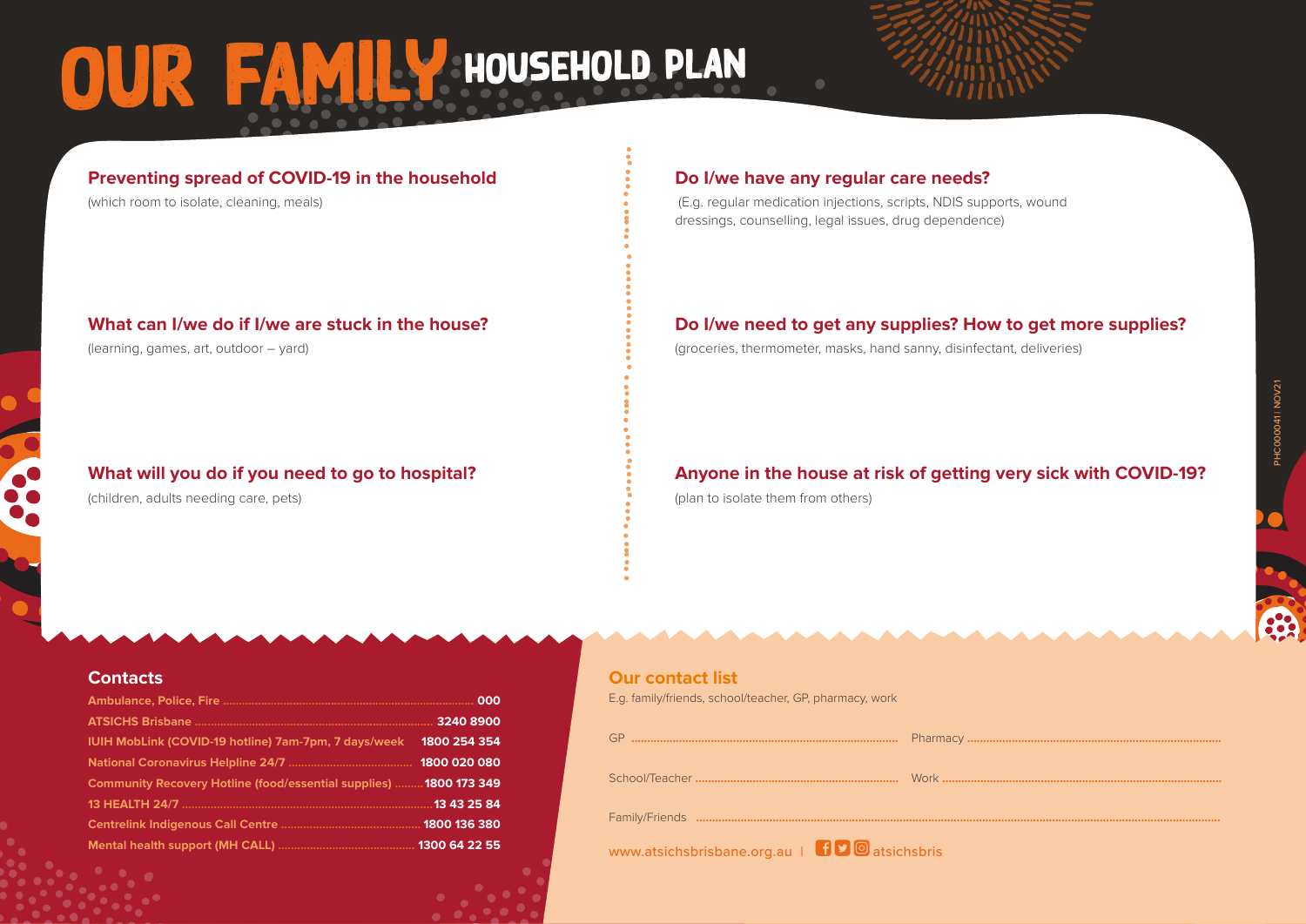# OUR FAMILY HOUSEHOLD PLAN

### Preventing spread of COVID-19 in the household

(which room to isolate, cleaning, meals)

### What can I/we do if I/we are stuck in the house?

(learning, games, art, outdoor – yard)

### What will you do if you need to go to hospital?

(children, adults needing care, pets)

### Do I/we have any regular care needs?

(E.g. regular medication injections, scripts, NDIS supports, wound dressings, counselling, legal issues, drug dependence)

### Do I/we need to get any supplies? How to get more supplies?

(groceries, thermometer, masks, hand sanny, disinfectant, deliveries)

### Anyone in the house at risk of getting very sick with COVID-19?

(plan to isolate them from others)

### Contacts

| | |
|---|---|
| **Ambulance, Police, Fire** | **000** |
| **ATSICHS Brisbane** | **3240 8900** |
| **IUIH MobLink (COVID-19 hotline) 7am-7pm, 7 days/week** | **1800 254 354** |
| **National Coronavirus Helpline 24/7** | **1800 020 080** |
| **Community Recovery Hotline (food/essential supplies)** | **1800 173 349** |
| **13 HEALTH 24/7** | **13 43 25 84** |
| **Centrelink Indigenous Call Centre** | **1800 136 380** |
| **Mental health support (MH CALL)** | **1300 64 22 55** |

### Our contact list

E.g. family/friends, school/teacher, GP, pharmacy, work

GP ............................ Pharmacy ............................

School/Teacher ............................ Work ............................

Family/Friends ............................

www.atsichsbrisbane.org.au | atsichsbris

PHC000041 | NOV21